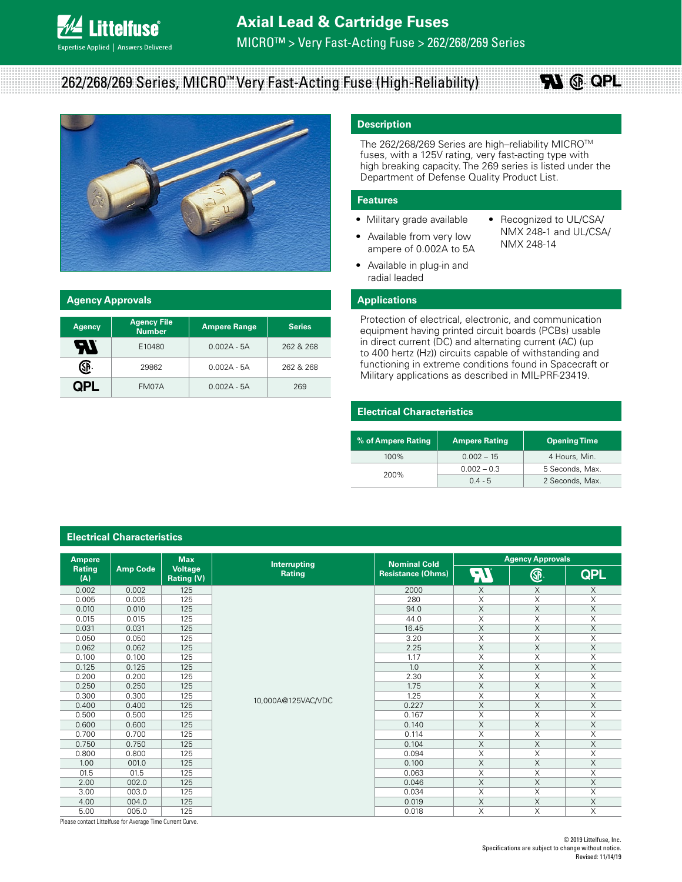# Axial Lead & Cartridge Fuses

MICRO™ > Very Fast-Acting Fuse > 262/268/269 Series

## 262/268/269 Series, MICRO™ Very Fast-Acting Fuse (High-Reliability)

### Description

The 262/268/269 Series are high–reliability MICRO™ fuses, with a 125V rating, very fast-acting type with high breaking capacity. The 269 series is listed under the Department of Defense Quality Product List.

### Features

- Military grade available
- Available from very low ampere of 0.002A to 5A
- Available in plug-in and radial leaded
- Recognized to UL/CSA/ NMX 248-1 and UL/CSA/ NMX 248-14

### Applications

Protection of electrical, electronic, and communication equipment having printed circuit boards (PCBs) usable in direct current (DC) and alternating current (AC) (up to 400 hertz (Hz)) circuits capable of withstanding and functioning in extreme conditions found in Spacecraft or Military applications as described in MIL-PRF-23419.

### Agency Approvals

| Agency | Agency File Number | Ampere Range | Series |
|---|---|---|---|
| UL | E10480 | 0.002A - 5A | 262 & 268 |
| CSA | 29862 | 0.002A - 5A | 262 & 268 |
| QPL | FM07A | 0.002A - 5A | 269 |

### Electrical Characteristics

| % of Ampere Rating | Ampere Rating | Opening Time |
|---|---|---|
| 100% | 0.002 – 15 | 4 Hours, Min. |
| 200% | 0.002 – 0.3 | 5 Seconds, Max. |
| | 0.4 - 5 | 2 Seconds, Max. |

### Electrical Characteristics

| Ampere Rating (A) | Amp Code | Max Voltage Rating (V) | Interrupting Rating | Nominal Cold Resistance (Ohms) | Agency Approvals | | |
|---|---|---|---|---|---|---|---|
| | | | | | UL | CSA | QPL |
| 0.002 | 0.002 | 125 | 10,000A@125VAC/VDC | 2000 | X | X | X |
| 0.005 | 0.005 | 125 | | 280 | X | X | X |
| 0.010 | 0.010 | 125 | | 94.0 | X | X | X |
| 0.015 | 0.015 | 125 | | 44.0 | X | X | X |
| 0.031 | 0.031 | 125 | | 16.45 | X | X | X |
| 0.050 | 0.050 | 125 | | 3.20 | X | X | X |
| 0.062 | 0.062 | 125 | | 2.25 | X | X | X |
| 0.100 | 0.100 | 125 | | 1.17 | X | X | X |
| 0.125 | 0.125 | 125 | | 1.0 | X | X | X |
| 0.200 | 0.200 | 125 | | 2.30 | X | X | X |
| 0.250 | 0.250 | 125 | | 1.75 | X | X | X |
| 0.300 | 0.300 | 125 | | 1.25 | X | X | X |
| 0.400 | 0.400 | 125 | | 0.227 | X | X | X |
| 0.500 | 0.500 | 125 | | 0.167 | X | X | X |
| 0.600 | 0.600 | 125 | | 0.140 | X | X | X |
| 0.700 | 0.700 | 125 | | 0.114 | X | X | X |
| 0.750 | 0.750 | 125 | | 0.104 | X | X | X |
| 0.800 | 0.800 | 125 | | 0.094 | X | X | X |
| 1.00 | 001.0 | 125 | | 0.100 | X | X | X |
| 01.5 | 01.5 | 125 | | 0.063 | X | X | X |
| 2.00 | 002.0 | 125 | | 0.046 | X | X | X |
| 3.00 | 003.0 | 125 | | 0.034 | X | X | X |
| 4.00 | 004.0 | 125 | | 0.019 | X | X | X |
| 5.00 | 005.0 | 125 | | 0.018 | X | X | X |

Please contact Littelfuse for Average Time Current Curve.

© 2019 Littelfuse, Inc.
Specifications are subject to change without notice.
Revised: 11/14/19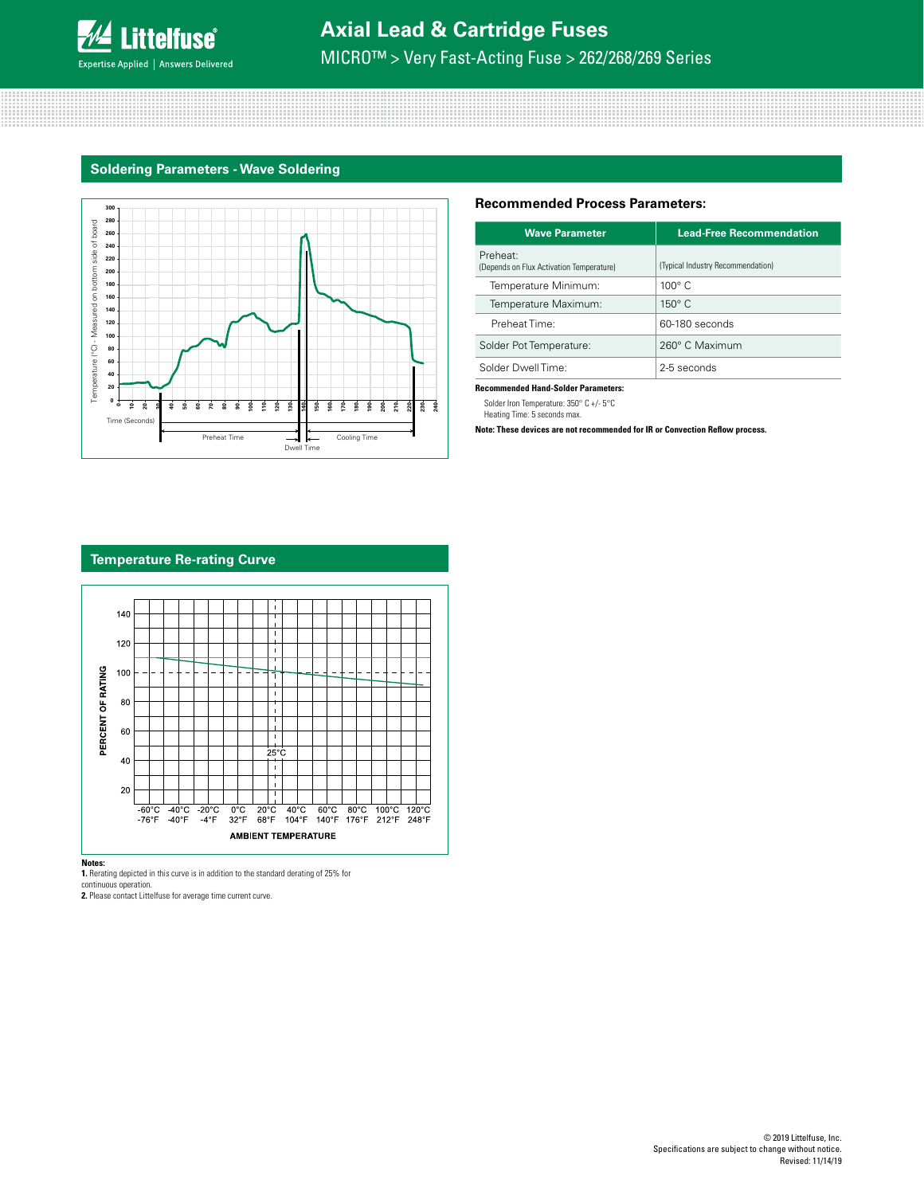## Soldering Parameters - Wave Soldering

### Recommended Process Parameters:

| Wave Parameter | Lead-Free Recommendation |
|---|---|
| Preheat:<br>(Depends on Flux Activation Temperature) | (Typical Industry Recommendation) |
| Temperature Minimum: | 100° C |
| Temperature Maximum: | 150° C |
| Preheat Time: | 60-180 seconds |
| Solder Pot Temperature: | 260° C Maximum |
| Solder Dwell Time: | 2-5 seconds |

**Recommended Hand-Solder Parameters:**

Solder Iron Temperature: 350° C +/- 5°C
Heating Time: 5 seconds max.

**Note: These devices are not recommended for IR or Convection Reflow process.**

## Temperature Re-rating Curve

**Notes:**

**1.** Rerating depicted in this curve is in addition to the standard derating of 25% for continuous operation.

**2.** Please contact Littelfuse for average time current curve.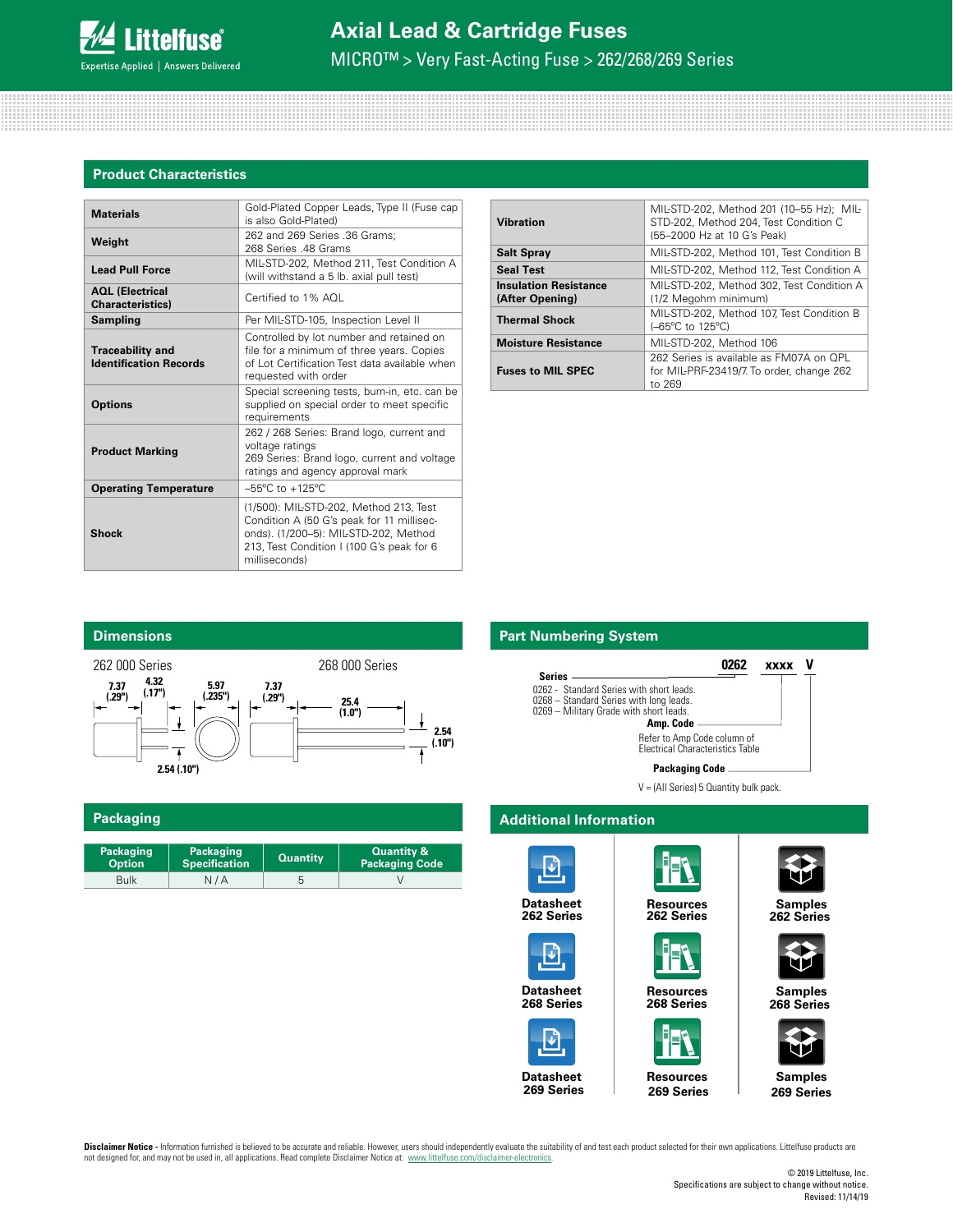## Product Characteristics

| | |
|---|---|
| **Materials** | Gold-Plated Copper Leads, Type II (Fuse cap is also Gold-Plated) |
| **Weight** | 262 and 269 Series .36 Grams; 268 Series .48 Grams |
| **Lead Pull Force** | MIL-STD-202, Method 211, Test Condition A (will withstand a 5 lb. axial pull test) |
| **AQL (Electrical Characteristics)** | Certified to 1% AQL |
| **Sampling** | Per MIL-STD-105, Inspection Level II |
| **Traceability and Identification Records** | Controlled by lot number and retained on file for a minimum of three years. Copies of Lot Certification Test data available when requested with order |
| **Options** | Special screening tests, burn-in, etc. can be supplied on special order to meet specific requirements |
| **Product Marking** | 262 / 268 Series: Brand logo, current and voltage ratings<br>269 Series: Brand logo, current and voltage ratings and agency approval mark |
| **Operating Temperature** | –55°C to +125°C |
| **Shock** | (1/500): MIL-STD-202, Method 213, Test Condition A (50 G's peak for 11 milliseconds). (1/200–5): MIL-STD-202, Method 213, Test Condition I (100 G's peak for 6 milliseconds) |

| | |
|---|---|
| **Vibration** | MIL-STD-202, Method 201 (10–55 Hz); MIL-STD-202, Method 204, Test Condition C (55–2000 Hz at 10 G's Peak) |
| **Salt Spray** | MIL-STD-202, Method 101, Test Condition B |
| **Seal Test** | MIL-STD-202, Method 112, Test Condition A |
| **Insulation Resistance (After Opening)** | MIL-STD-202, Method 302, Test Condition A (1/2 Megohm minimum) |
| **Thermal Shock** | MIL-STD-202, Method 107, Test Condition B (–65°C to 125°C) |
| **Moisture Resistance** | MIL-STD-202, Method 106 |
| **Fuses to MIL SPEC** | 262 Series is available as FM07A on QPL for MIL-PRF-23419/7. To order, change 262 to 269 |

## Dimensions

262 000 Series

7.37 (.29")
4.32 (.17")
5.97 (.235")
2.54 (.10")

268 000 Series

7.37 (.29")
25.4 (1.0")
2.54 (.10")

## Part Numbering System

**0262 xxxx V**

**Series**
0262 - Standard Series with short leads.
0268 – Standard Series with long leads.
0269 – Military Grade with short leads.

**Amp. Code**
Refer to Amp Code column of Electrical Characteristics Table

**Packaging Code**
V = (All Series) 5 Quantity bulk pack.

## Packaging

| Packaging Option | Packaging Specification | Quantity | Quantity & Packaging Code |
|---|---|---|---|
| Bulk | N / A | 5 | V |

## Additional Information

Datasheet 262 Series | Resources 262 Series | Samples 262 Series
Datasheet 268 Series | Resources 268 Series | Samples 268 Series
Datasheet 269 Series | Resources 269 Series | Samples 269 Series

**Disclaimer Notice** - Information furnished is believed to be accurate and reliable. However, users should independently evaluate the suitability of and test each product selected for their own applications. Littelfuse products are not designed for, and may not be used in, all applications. Read complete Disclaimer Notice at: www.littelfuse.com/disclaimer-electronics.

© 2019 Littelfuse, Inc.
Specifications are subject to change without notice.
Revised: 11/14/19